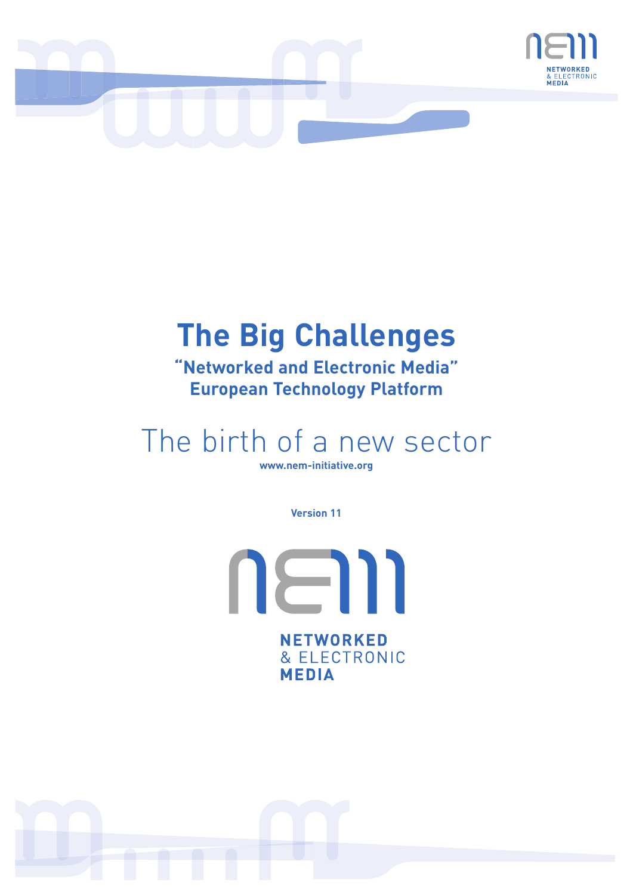NETWORKED
& ELECTRONIC
MEDIA

# The Big Challenges

**"Networked and Electronic Media"**
**European Technology Platform**

## The birth of a new sector

**www.nem-initiative.org**

**Version 11**

**NETWORKED**
& ELECTRONIC
**MEDIA**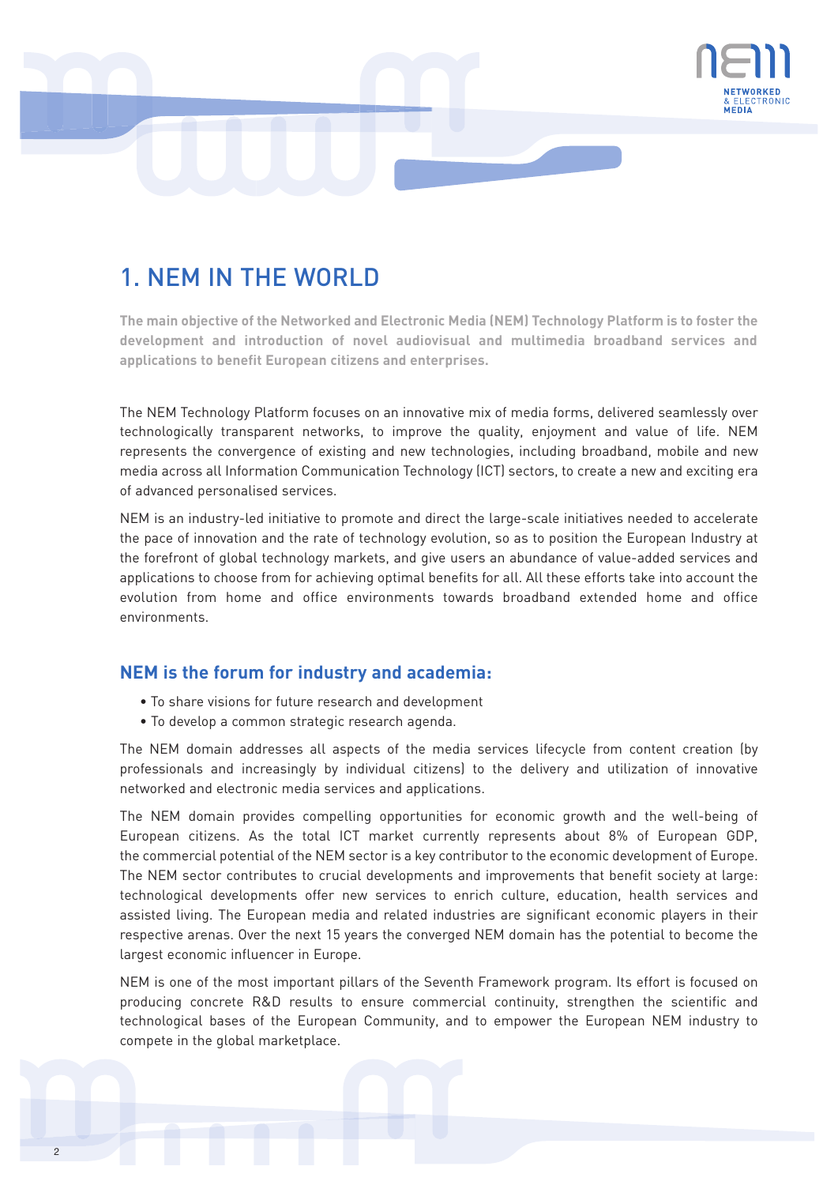# 1. NEM IN THE WORLD

**The main objective of the Networked and Electronic Media (NEM) Technology Platform is to foster the development and introduction of novel audiovisual and multimedia broadband services and applications to benefit European citizens and enterprises.**

The NEM Technology Platform focuses on an innovative mix of media forms, delivered seamlessly over technologically transparent networks, to improve the quality, enjoyment and value of life. NEM represents the convergence of existing and new technologies, including broadband, mobile and new media across all Information Communication Technology (ICT) sectors, to create a new and exciting era of advanced personalised services.

NEM is an industry-led initiative to promote and direct the large-scale initiatives needed to accelerate the pace of innovation and the rate of technology evolution, so as to position the European Industry at the forefront of global technology markets, and give users an abundance of value-added services and applications to choose from for achieving optimal benefits for all. All these efforts take into account the evolution from home and office environments towards broadband extended home and office environments.

## NEM is the forum for industry and academia:

- To share visions for future research and development
- To develop a common strategic research agenda.

The NEM domain addresses all aspects of the media services lifecycle from content creation (by professionals and increasingly by individual citizens) to the delivery and utilization of innovative networked and electronic media services and applications.

The NEM domain provides compelling opportunities for economic growth and the well-being of European citizens. As the total ICT market currently represents about 8% of European GDP, the commercial potential of the NEM sector is a key contributor to the economic development of Europe. The NEM sector contributes to crucial developments and improvements that benefit society at large: technological developments offer new services to enrich culture, education, health services and assisted living. The European media and related industries are significant economic players in their respective arenas. Over the next 15 years the converged NEM domain has the potential to become the largest economic influencer in Europe.

NEM is one of the most important pillars of the Seventh Framework program. Its effort is focused on producing concrete R&D results to ensure commercial continuity, strengthen the scientific and technological bases of the European Community, and to empower the European NEM industry to compete in the global marketplace.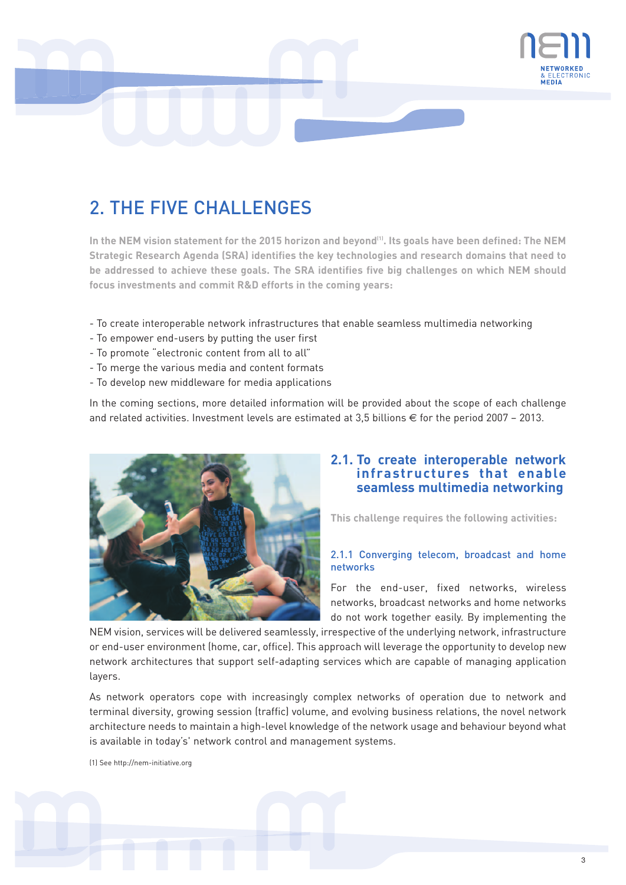# 2. THE FIVE CHALLENGES

**In the NEM vision statement for the 2015 horizon and beyond[1]. Its goals have been defined: The NEM Strategic Research Agenda (SRA) identifies the key technologies and research domains that need to be addressed to achieve these goals. The SRA identifies five big challenges on which NEM should focus investments and commit R&D efforts in the coming years:**

- To create interoperable network infrastructures that enable seamless multimedia networking
- To empower end-users by putting the user first
- To promote "electronic content from all to all"
- To merge the various media and content formats
- To develop new middleware for media applications

In the coming sections, more detailed information will be provided about the scope of each challenge and related activities. Investment levels are estimated at 3,5 billions € for the period 2007 – 2013.

## 2.1. To create interoperable network infrastructures that enable seamless multimedia networking

**This challenge requires the following activities:**

### 2.1.1 Converging telecom, broadcast and home networks

For the end-user, fixed networks, wireless networks, broadcast networks and home networks do not work together easily. By implementing the NEM vision, services will be delivered seamlessly, irrespective of the underlying network, infrastructure or end-user environment (home, car, office). This approach will leverage the opportunity to develop new network architectures that support self-adapting services which are capable of managing application layers.

As network operators cope with increasingly complex networks of operation due to network and terminal diversity, growing session (traffic) volume, and evolving business relations, the novel network architecture needs to maintain a high-level knowledge of the network usage and behaviour beyond what is available in today's' network control and management systems.

(1) See http://nem-initiative.org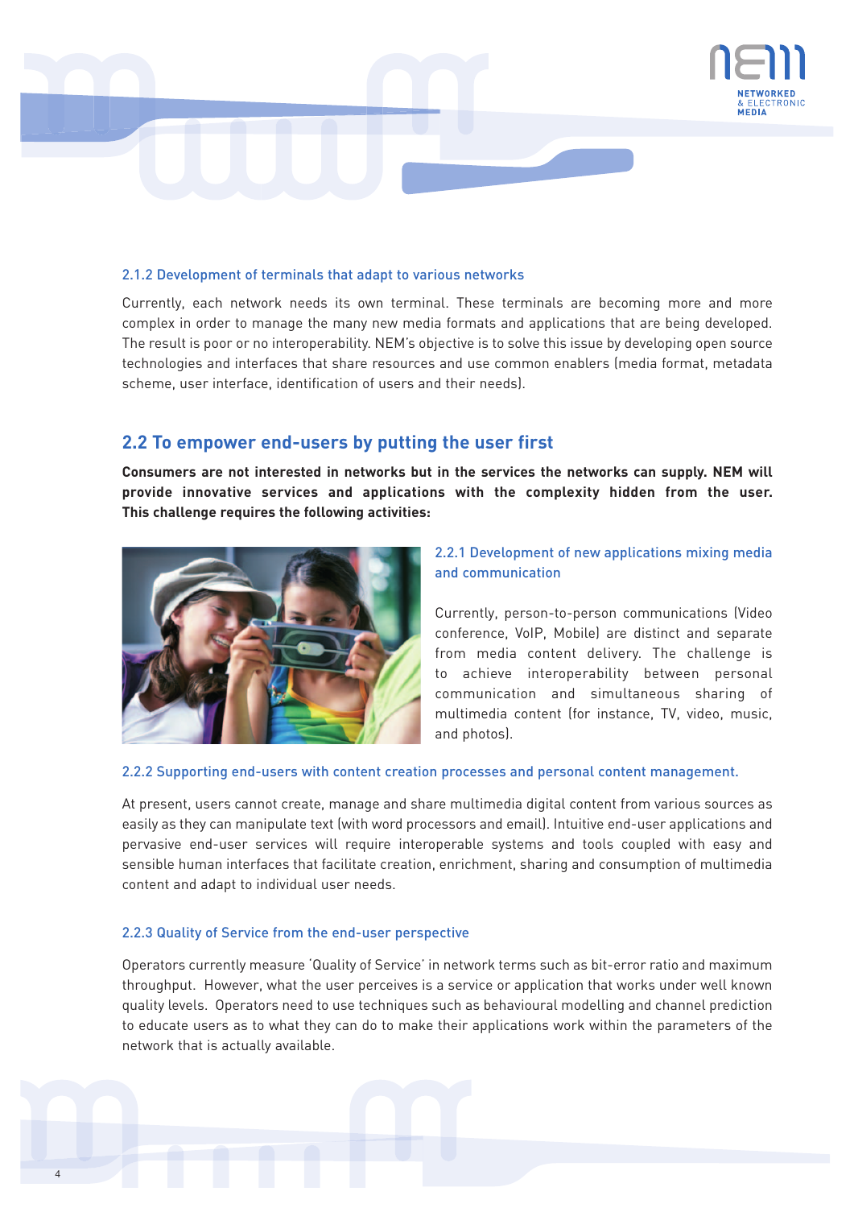#### 2.1.2 Development of terminals that adapt to various networks

Currently, each network needs its own terminal. These terminals are becoming more and more complex in order to manage the many new media formats and applications that are being developed. The result is poor or no interoperability. NEM's objective is to solve this issue by developing open source technologies and interfaces that share resources and use common enablers (media format, metadata scheme, user interface, identification of users and their needs).

## 2.2 To empower end-users by putting the user first

**Consumers are not interested in networks but in the services the networks can supply. NEM will provide innovative services and applications with the complexity hidden from the user. This challenge requires the following activities:**

#### 2.2.1 Development of new applications mixing media and communication

Currently, person-to-person communications (Video conference, VoIP, Mobile) are distinct and separate from media content delivery. The challenge is to achieve interoperability between personal communication and simultaneous sharing of multimedia content (for instance, TV, video, music, and photos).

#### 2.2.2 Supporting end-users with content creation processes and personal content management.

At present, users cannot create, manage and share multimedia digital content from various sources as easily as they can manipulate text (with word processors and email). Intuitive end-user applications and pervasive end-user services will require interoperable systems and tools coupled with easy and sensible human interfaces that facilitate creation, enrichment, sharing and consumption of multimedia content and adapt to individual user needs.

#### 2.2.3 Quality of Service from the end-user perspective

Operators currently measure 'Quality of Service' in network terms such as bit-error ratio and maximum throughput. However, what the user perceives is a service or application that works under well known quality levels. Operators need to use techniques such as behavioural modelling and channel prediction to educate users as to what they can do to make their applications work within the parameters of the network that is actually available.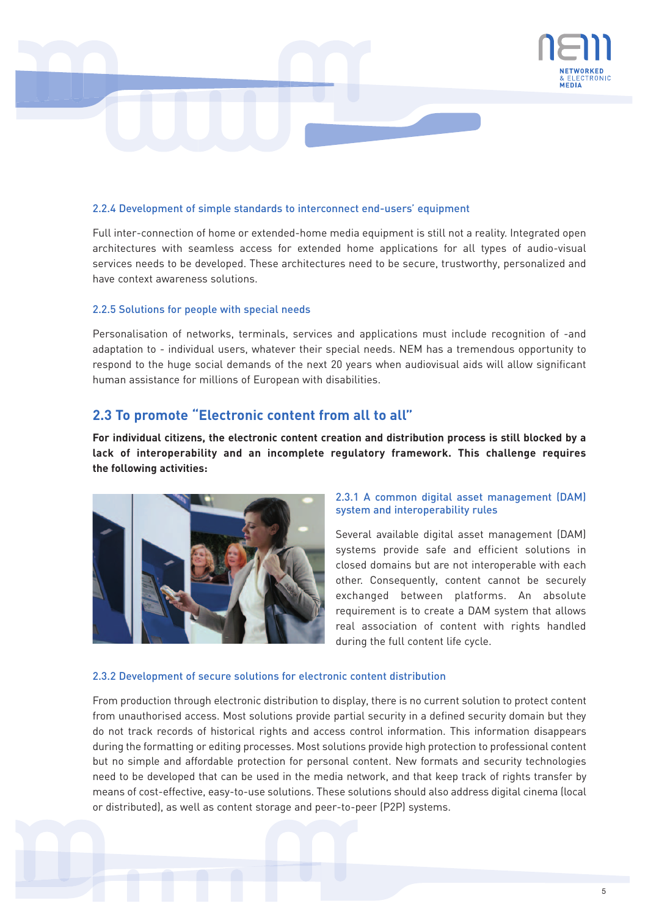### 2.2.4 Development of simple standards to interconnect end-users' equipment

Full inter-connection of home or extended-home media equipment is still not a reality. Integrated open architectures with seamless access for extended home applications for all types of audio-visual services needs to be developed. These architectures need to be secure, trustworthy, personalized and have context awareness solutions.

### 2.2.5 Solutions for people with special needs

Personalisation of networks, terminals, services and applications must include recognition of -and adaptation to - individual users, whatever their special needs. NEM has a tremendous opportunity to respond to the huge social demands of the next 20 years when audiovisual aids will allow significant human assistance for millions of European with disabilities.

## 2.3 To promote "Electronic content from all to all"

**For individual citizens, the electronic content creation and distribution process is still blocked by a lack of interoperability and an incomplete regulatory framework. This challenge requires the following activities:**

### 2.3.1 A common digital asset management (DAM) system and interoperability rules

Several available digital asset management (DAM) systems provide safe and efficient solutions in closed domains but are not interoperable with each other. Consequently, content cannot be securely exchanged between platforms. An absolute requirement is to create a DAM system that allows real association of content with rights handled during the full content life cycle.

### 2.3.2 Development of secure solutions for electronic content distribution

From production through electronic distribution to display, there is no current solution to protect content from unauthorised access. Most solutions provide partial security in a defined security domain but they do not track records of historical rights and access control information. This information disappears during the formatting or editing processes. Most solutions provide high protection to professional content but no simple and affordable protection for personal content. New formats and security technologies need to be developed that can be used in the media network, and that keep track of rights transfer by means of cost-effective, easy-to-use solutions. These solutions should also address digital cinema (local or distributed), as well as content storage and peer-to-peer (P2P) systems.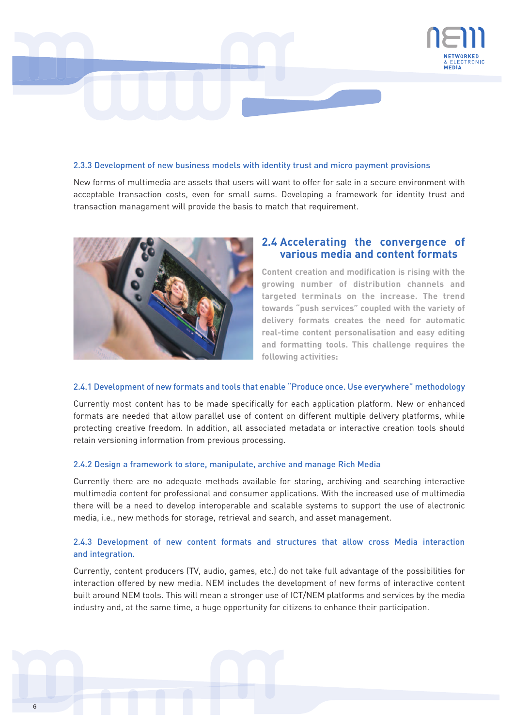### 2.3.3 Development of new business models with identity trust and micro payment provisions

New forms of multimedia are assets that users will want to offer for sale in a secure environment with acceptable transaction costs, even for small sums. Developing a framework for identity trust and transaction management will provide the basis to match that requirement.

## 2.4 Accelerating the convergence of various media and content formats

**Content creation and modification is rising with the growing number of distribution channels and targeted terminals on the increase. The trend towards "push services" coupled with the variety of delivery formats creates the need for automatic real-time content personalisation and easy editing and formatting tools. This challenge requires the following activities:**

### 2.4.1 Development of new formats and tools that enable "Produce once. Use everywhere" methodology

Currently most content has to be made specifically for each application platform. New or enhanced formats are needed that allow parallel use of content on different multiple delivery platforms, while protecting creative freedom. In addition, all associated metadata or interactive creation tools should retain versioning information from previous processing.

### 2.4.2 Design a framework to store, manipulate, archive and manage Rich Media

Currently there are no adequate methods available for storing, archiving and searching interactive multimedia content for professional and consumer applications. With the increased use of multimedia there will be a need to develop interoperable and scalable systems to support the use of electronic media, i.e., new methods for storage, retrieval and search, and asset management.

### 2.4.3 Development of new content formats and structures that allow cross Media interaction and integration.

Currently, content producers (TV, audio, games, etc.) do not take full advantage of the possibilities for interaction offered by new media. NEM includes the development of new forms of interactive content built around NEM tools. This will mean a stronger use of ICT/NEM platforms and services by the media industry and, at the same time, a huge opportunity for citizens to enhance their participation.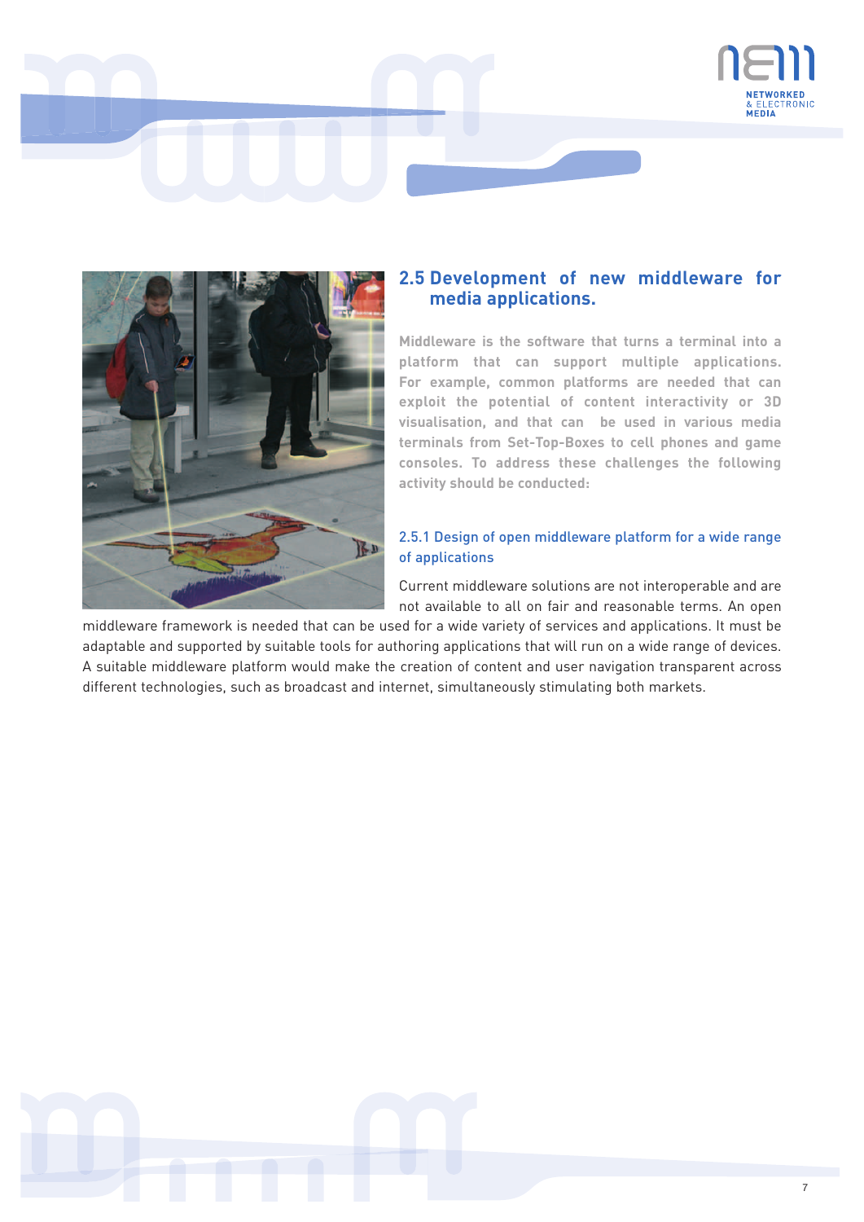## 2.5 Development of new middleware for media applications.

**Middleware is the software that turns a terminal into a platform that can support multiple applications. For example, common platforms are needed that can exploit the potential of content interactivity or 3D visualisation, and that can be used in various media terminals from Set-Top-Boxes to cell phones and game consoles. To address these challenges the following activity should be conducted:**

### 2.5.1 Design of open middleware platform for a wide range of applications

Current middleware solutions are not interoperable and are not available to all on fair and reasonable terms. An open middleware framework is needed that can be used for a wide variety of services and applications. It must be adaptable and supported by suitable tools for authoring applications that will run on a wide range of devices. A suitable middleware platform would make the creation of content and user navigation transparent across different technologies, such as broadcast and internet, simultaneously stimulating both markets.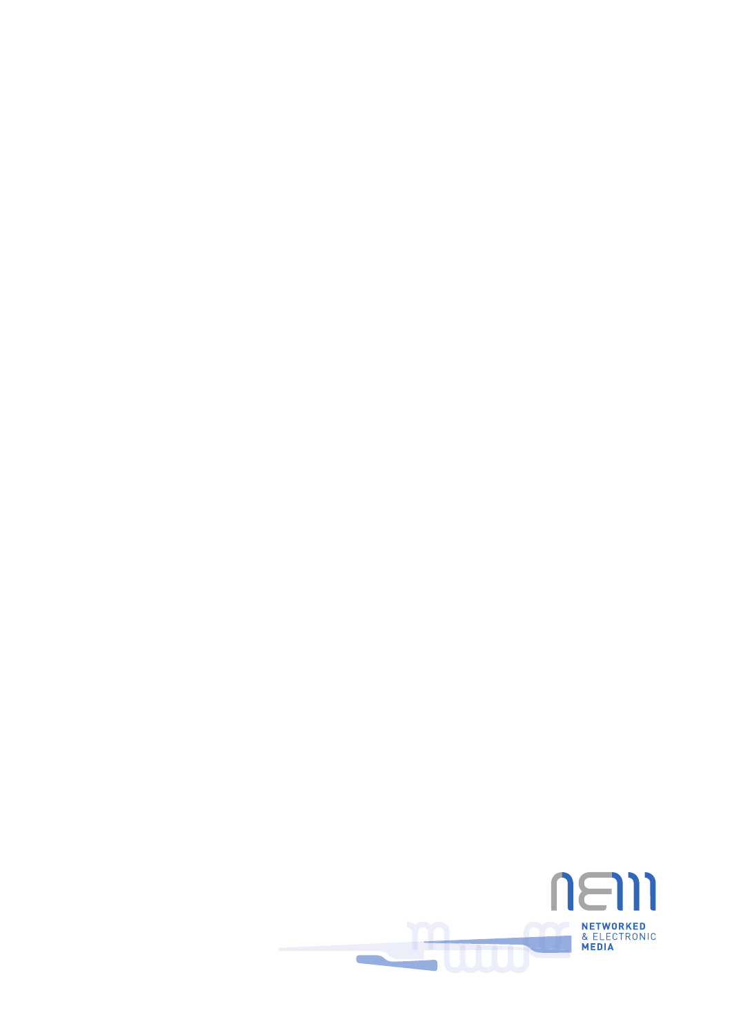NETWORKED
& ELECTRONIC
MEDIA